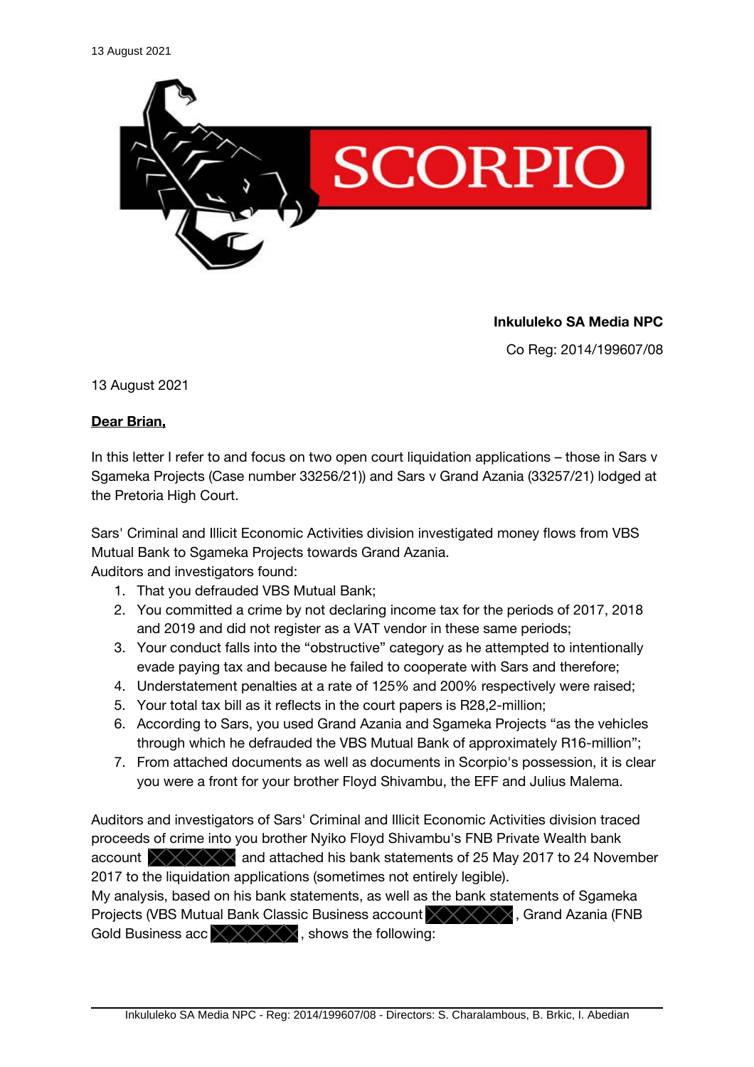13 August 2021

SCORPIO

**Inkululeko SA Media NPC**

Co Reg: 2014/199607/08

13 August 2021

**Dear Brian,**

In this letter I refer to and focus on two open court liquidation applications – those in Sars v Sgameka Projects (Case number 33256/21)) and Sars v Grand Azania (33257/21) lodged at the Pretoria High Court.

Sars' Criminal and Illicit Economic Activities division investigated money flows from VBS Mutual Bank to Sgameka Projects towards Grand Azania.
Auditors and investigators found:

1. That you defrauded VBS Mutual Bank;
2. You committed a crime by not declaring income tax for the periods of 2017, 2018 and 2019 and did not register as a VAT vendor in these same periods;
3. Your conduct falls into the "obstructive" category as he attempted to intentionally evade paying tax and because he failed to cooperate with Sars and therefore;
4. Understatement penalties at a rate of 125% and 200% respectively were raised;
5. Your total tax bill as it reflects in the court papers is R28,2-million;
6. According to Sars, you used Grand Azania and Sgameka Projects "as the vehicles through which he defrauded the VBS Mutual Bank of approximately R16-million";
7. From attached documents as well as documents in Scorpio's possession, it is clear you were a front for your brother Floyd Shivambu, the EFF and Julius Malema.

Auditors and investigators of Sars' Criminal and Illicit Economic Activities division traced proceeds of crime into you brother Nyiko Floyd Shivambu's FNB Private Wealth bank account [REDACTED] and attached his bank statements of 25 May 2017 to 24 November 2017 to the liquidation applications (sometimes not entirely legible).
My analysis, based on his bank statements, as well as the bank statements of Sgameka Projects (VBS Mutual Bank Classic Business account [REDACTED], Grand Azania (FNB Gold Business acc [REDACTED], shows the following: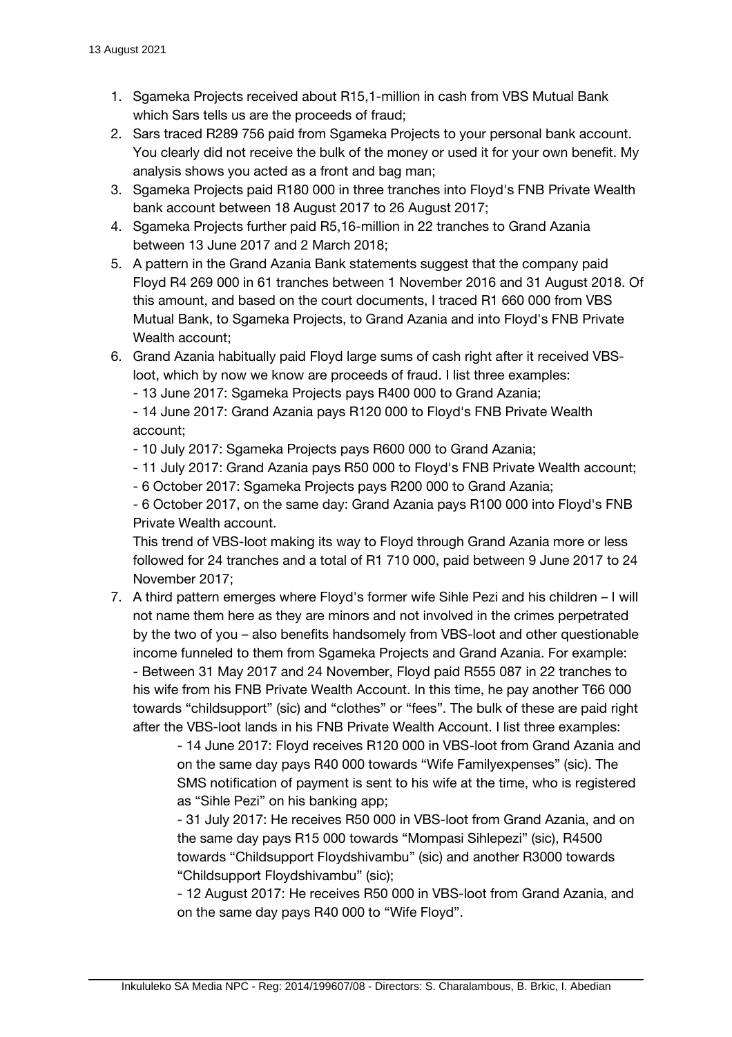13 August 2021

1. Sgameka Projects received about R15,1-million in cash from VBS Mutual Bank which Sars tells us are the proceeds of fraud;
2. Sars traced R289 756 paid from Sgameka Projects to your personal bank account. You clearly did not receive the bulk of the money or used it for your own benefit. My analysis shows you acted as a front and bag man;
3. Sgameka Projects paid R180 000 in three tranches into Floyd's FNB Private Wealth bank account between 18 August 2017 to 26 August 2017;
4. Sgameka Projects further paid R5,16-million in 22 tranches to Grand Azania between 13 June 2017 and 2 March 2018;
5. A pattern in the Grand Azania Bank statements suggest that the company paid Floyd R4 269 000 in 61 tranches between 1 November 2016 and 31 August 2018. Of this amount, and based on the court documents, I traced R1 660 000 from VBS Mutual Bank, to Sgameka Projects, to Grand Azania and into Floyd's FNB Private Wealth account;
6. Grand Azania habitually paid Floyd large sums of cash right after it received VBS-loot, which by now we know are proceeds of fraud. I list three examples:
   - 13 June 2017: Sgameka Projects pays R400 000 to Grand Azania;
   - 14 June 2017: Grand Azania pays R120 000 to Floyd's FNB Private Wealth account;
   - 10 July 2017: Sgameka Projects pays R600 000 to Grand Azania;
   - 11 July 2017: Grand Azania pays R50 000 to Floyd's FNB Private Wealth account;
   - 6 October 2017: Sgameka Projects pays R200 000 to Grand Azania;
   - 6 October 2017, on the same day: Grand Azania pays R100 000 into Floyd's FNB Private Wealth account.

   This trend of VBS-loot making its way to Floyd through Grand Azania more or less followed for 24 tranches and a total of R1 710 000, paid between 9 June 2017 to 24 November 2017;
7. A third pattern emerges where Floyd's former wife Sihle Pezi and his children – I will not name them here as they are minors and not involved in the crimes perpetrated by the two of you – also benefits handsomely from VBS-loot and other questionable income funneled to them from Sgameka Projects and Grand Azania. For example:
   - Between 31 May 2017 and 24 November, Floyd paid R555 087 in 22 tranches to his wife from his FNB Private Wealth Account. In this time, he pay another T66 000 towards "childsupport" (sic) and "clothes" or "fees". The bulk of these are paid right after the VBS-loot lands in his FNB Private Wealth Account. I list three examples:
     - 14 June 2017: Floyd receives R120 000 in VBS-loot from Grand Azania and on the same day pays R40 000 towards "Wife Familyexpenses" (sic). The SMS notification of payment is sent to his wife at the time, who is registered as "Sihle Pezi" on his banking app;
     - 31 July 2017: He receives R50 000 in VBS-loot from Grand Azania, and on the same day pays R15 000 towards "Mompasi Sihlepezi" (sic), R4500 towards "Childsupport Floydshivambu" (sic) and another R3000 towards "Childsupport Floydshivambu" (sic);
     - 12 August 2017: He receives R50 000 in VBS-loot from Grand Azania, and on the same day pays R40 000 to "Wife Floyd".

Inkululeko SA Media NPC - Reg: 2014/199607/08 - Directors: S. Charalambous, B. Brkic, I. Abedian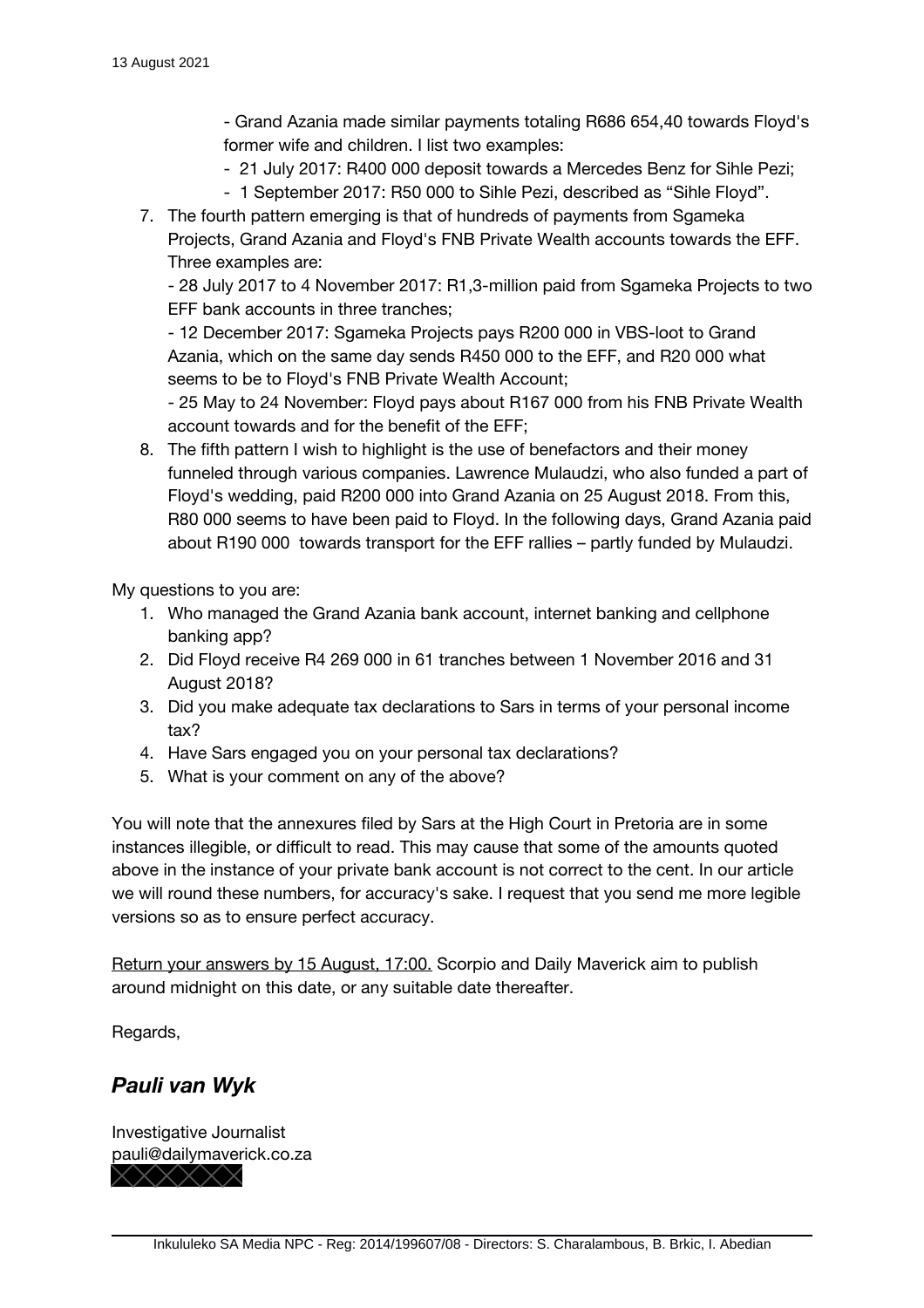- Grand Azania made similar payments totaling R686 654,40 towards Floyd's former wife and children. I list two examples:
- 21 July 2017: R400 000 deposit towards a Mercedes Benz for Sihle Pezi;
- 1 September 2017: R50 000 to Sihle Pezi, described as "Sihle Floyd".

7. The fourth pattern emerging is that of hundreds of payments from Sgameka Projects, Grand Azania and Floyd's FNB Private Wealth accounts towards the EFF. Three examples are:

   - 28 July 2017 to 4 November 2017: R1,3-million paid from Sgameka Projects to two EFF bank accounts in three tranches;

   - 12 December 2017: Sgameka Projects pays R200 000 in VBS-loot to Grand Azania, which on the same day sends R450 000 to the EFF, and R20 000 what seems to be to Floyd's FNB Private Wealth Account;

   - 25 May to 24 November: Floyd pays about R167 000 from his FNB Private Wealth account towards and for the benefit of the EFF;

8. The fifth pattern I wish to highlight is the use of benefactors and their money funneled through various companies. Lawrence Mulaudzi, who also funded a part of Floyd's wedding, paid R200 000 into Grand Azania on 25 August 2018. From this, R80 000 seems to have been paid to Floyd. In the following days, Grand Azania paid about R190 000 towards transport for the EFF rallies – partly funded by Mulaudzi.

My questions to you are:

1. Who managed the Grand Azania bank account, internet banking and cellphone banking app?
2. Did Floyd receive R4 269 000 in 61 tranches between 1 November 2016 and 31 August 2018?
3. Did you make adequate tax declarations to Sars in terms of your personal income tax?
4. Have Sars engaged you on your personal tax declarations?
5. What is your comment on any of the above?

You will note that the annexures filed by Sars at the High Court in Pretoria are in some instances illegible, or difficult to read. This may cause that some of the amounts quoted above in the instance of your private bank account is not correct to the cent. In our article we will round these numbers, for accuracy's sake. I request that you send me more legible versions so as to ensure perfect accuracy.

Return your answers by 15 August, 17:00. Scorpio and Daily Maverick aim to publish around midnight on this date, or any suitable date thereafter.

Regards,

***Pauli van Wyk***

Investigative Journalist
pauli@dailymaverick.co.za